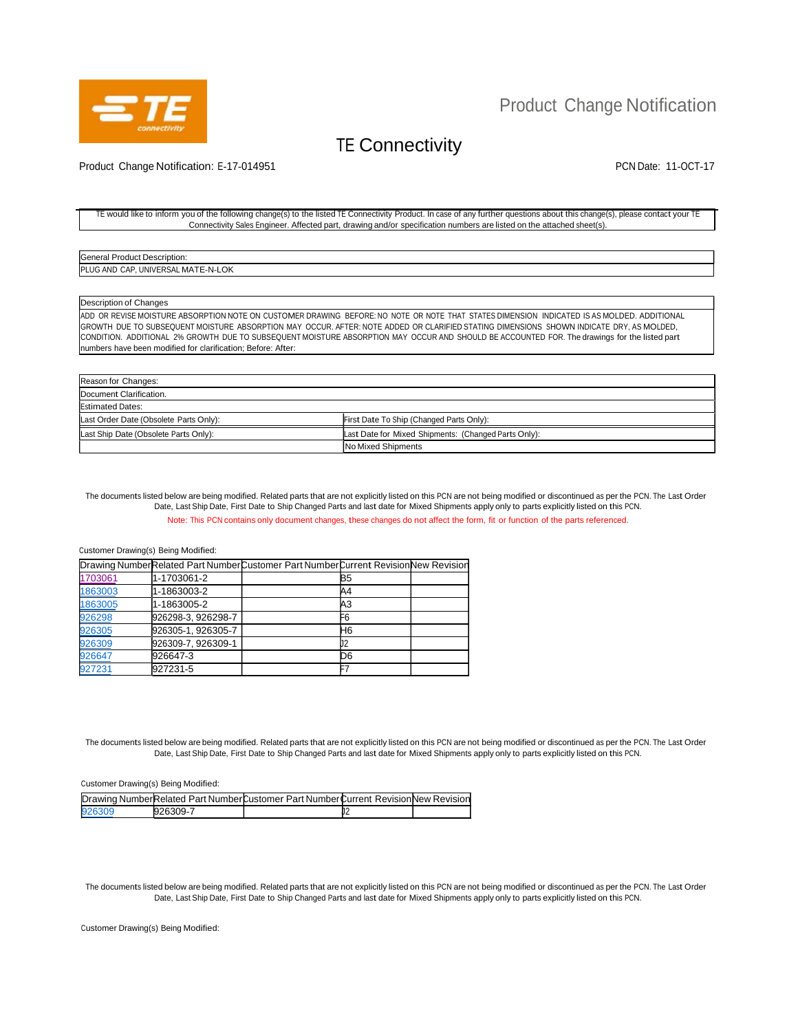# Product Change Notification

## TE Connectivity

Product Change Notification: E-17-014951

PCN Date: 11-OCT-17

TE would like to inform you of the following change(s) to the listed TE Connectivity Product. In case of any further questions about this change(s), please contact your TE Connectivity Sales Engineer. Affected part, drawing and/or specification numbers are listed on the attached sheet(s).

| General Product Description: |
| --- |
| PLUG AND CAP, UNIVERSAL MATE-N-LOK |

| Description of Changes |
| --- |
| ADD OR REVISE MOISTURE ABSORPTION NOTE ON CUSTOMER DRAWING BEFORE: NO NOTE OR NOTE THAT STATES DIMENSION INDICATED IS AS MOLDED. ADDITIONAL GROWTH DUE TO SUBSEQUENT MOISTURE ABSORPTION MAY OCCUR. AFTER: NOTE ADDED OR CLARIFIED STATING DIMENSIONS SHOWN INDICATE DRY, AS MOLDED, CONDITION. ADDITIONAL 2% GROWTH DUE TO SUBSEQUENT MOISTURE ABSORPTION MAY OCCUR AND SHOULD BE ACCOUNTED FOR. The drawings for the listed part numbers have been modified for clarification; Before: After: |

| Reason for Changes: | |
| --- | --- |
| Document Clarification. | |
| Estimated Dates: | |
| Last Order Date (Obsolete Parts Only): | First Date To Ship (Changed Parts Only): |
| Last Ship Date (Obsolete Parts Only): | Last Date for Mixed Shipments: (Changed Parts Only): |
| | No Mixed Shipments |

The documents listed below are being modified. Related parts that are not explicitly listed on this PCN are not being modified or discontinued as per the PCN. The Last Order Date, Last Ship Date, First Date to Ship Changed Parts and last date for Mixed Shipments apply only to parts explicitly listed on this PCN.

Note: This PCN contains only document changes, these changes do not affect the form, fit or function of the parts referenced.

Customer Drawing(s) Being Modified:

| Drawing Number | Related Part Number | Customer Part Number | Current Revision | New Revision |
| --- | --- | --- | --- | --- |
| 1703061 | 1-1703061-2 | | B5 | |
| 1863003 | 1-1863003-2 | | A4 | |
| 1863005 | 1-1863005-2 | | A3 | |
| 926298 | 926298-3, 926298-7 | | F6 | |
| 926305 | 926305-1, 926305-7 | | H6 | |
| 926309 | 926309-7, 926309-1 | | J2 | |
| 926647 | 926647-3 | | D6 | |
| 927231 | 927231-5 | | F7 | |

The documents listed below are being modified. Related parts that are not explicitly listed on this PCN are not being modified or discontinued as per the PCN. The Last Order Date, Last Ship Date, First Date to Ship Changed Parts and last date for Mixed Shipments apply only to parts explicitly listed on this PCN.

Customer Drawing(s) Being Modified:

| Drawing Number | Related Part Number | Customer Part Number | Current Revision | New Revision |
| --- | --- | --- | --- | --- |
| 926309 | 926309-7 | | J2 | |

The documents listed below are being modified. Related parts that are not explicitly listed on this PCN are not being modified or discontinued as per the PCN. The Last Order Date, Last Ship Date, First Date to Ship Changed Parts and last date for Mixed Shipments apply only to parts explicitly listed on this PCN.

Customer Drawing(s) Being Modified: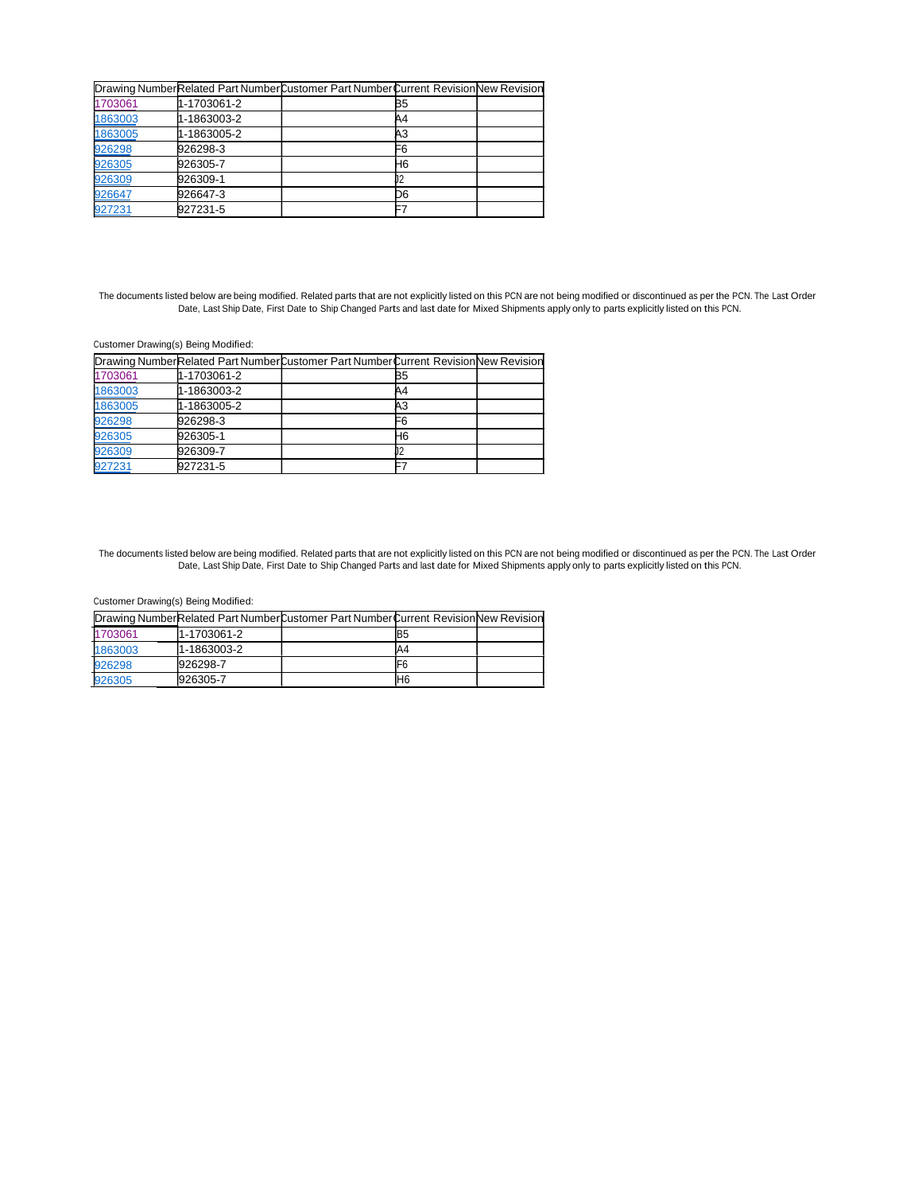| Drawing Number | Related Part Number | Customer Part Number | Current Revision | New Revision |
|---|---|---|---|---|
| 1703061 | 1-1703061-2 | | B5 | |
| 1863003 | 1-1863003-2 | | A4 | |
| 1863005 | 1-1863005-2 | | A3 | |
| 926298 | 926298-3 | | F6 | |
| 926305 | 926305-7 | | H6 | |
| 926309 | 926309-1 | | J2 | |
| 926647 | 926647-3 | | D6 | |
| 927231 | 927231-5 | | F7 | |

The documents listed below are being modified. Related parts that are not explicitly listed on this PCN are not being modified or discontinued as per the PCN. The Last Order Date, Last Ship Date, First Date to Ship Changed Parts and last date for Mixed Shipments apply only to parts explicitly listed on this PCN.

Customer Drawing(s) Being Modified:

| Drawing Number | Related Part Number | Customer Part Number | Current Revision | New Revision |
|---|---|---|---|---|
| 1703061 | 1-1703061-2 | | B5 | |
| 1863003 | 1-1863003-2 | | A4 | |
| 1863005 | 1-1863005-2 | | A3 | |
| 926298 | 926298-3 | | F6 | |
| 926305 | 926305-1 | | H6 | |
| 926309 | 926309-7 | | J2 | |
| 927231 | 927231-5 | | F7 | |

The documents listed below are being modified. Related parts that are not explicitly listed on this PCN are not being modified or discontinued as per the PCN. The Last Order Date, Last Ship Date, First Date to Ship Changed Parts and last date for Mixed Shipments apply only to parts explicitly listed on this PCN.

Customer Drawing(s) Being Modified:

| Drawing Number | Related Part Number | Customer Part Number | Current Revision | New Revision |
|---|---|---|---|---|
| 1703061 | 1-1703061-2 | | B5 | |
| 1863003 | 1-1863003-2 | | A4 | |
| 926298 | 926298-7 | | F6 | |
| 926305 | 926305-7 | | H6 | |